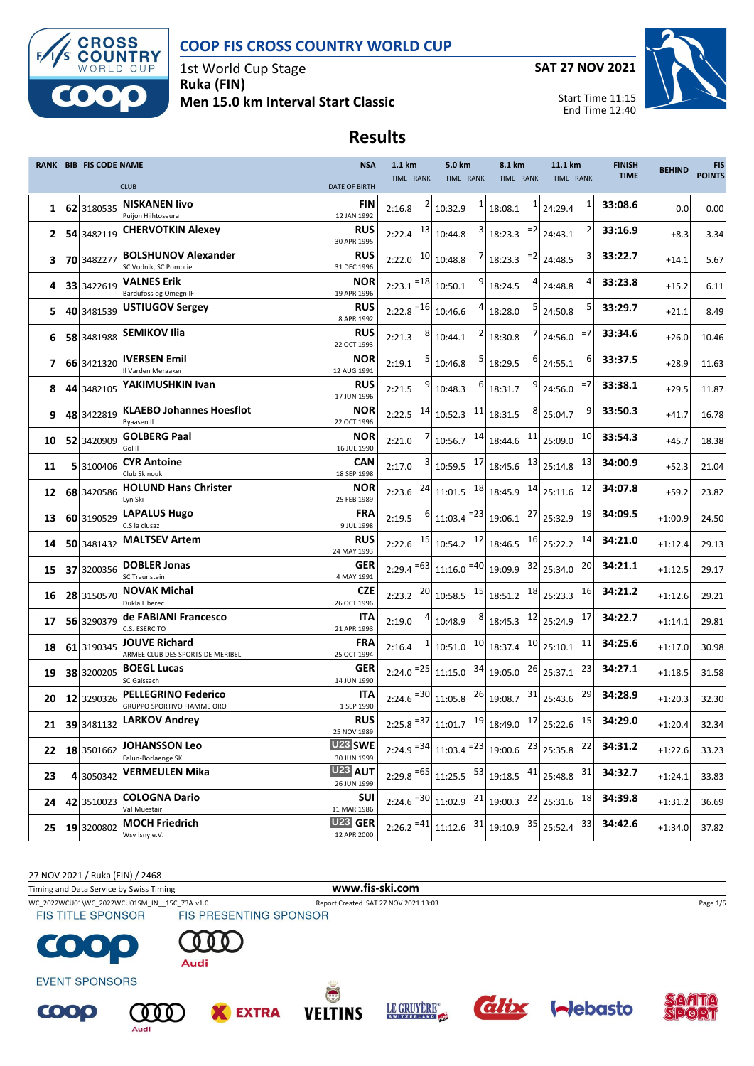# COOP FIS CROSS COUNTRY WORLD CUP

1st World Cup Stage
**Ruka (FIN)**
**Men 15.0 km Interval Start Classic**

**SAT 27 NOV 2021**

Start Time 11:15
End Time 12:40

## Results

| RANK | BIB | FIS CODE | NAME / CLUB | NSA / DATE OF BIRTH | 1.1 km TIME | RANK | 5.0 km TIME | RANK | 8.1 km TIME | RANK | 11.1 km TIME | RANK | FINISH TIME | BEHIND | FIS POINTS |
|---|---|---|---|---|---|---|---|---|---|---|---|---|---|---|---|
| 1 | 62 | 3180535 | **NISKANEN Iivo** Puijon Hiihtoseura | **FIN** 12 JAN 1992 | 2:16.8 | 2 | 10:32.9 | 1 | 18:08.1 | 1 | 24:29.4 | 1 | **33:08.6** | 0.0 | 0.00 |
| 2 | 54 | 3482119 | **CHERVOTKIN Alexey** | **RUS** 30 APR 1995 | 2:22.4 | 13 | 10:44.8 | 3 | 18:23.3 | =2 | 24:43.1 | 2 | **33:16.9** | +8.3 | 3.34 |
| 3 | 70 | 3482277 | **BOLSHUNOV Alexander** SC Vodnik, SC Pomorie | **RUS** 31 DEC 1996 | 2:22.0 | 10 | 10:48.8 | 7 | 18:23.3 | =2 | 24:48.5 | 3 | **33:22.7** | +14.1 | 5.67 |
| 4 | 33 | 3422619 | **VALNES Erik** Bardufoss og Omegn IF | **NOR** 19 APR 1996 | 2:23.1 | =18 | 10:50.1 | 9 | 18:24.5 | 4 | 24:48.8 | 4 | **33:23.8** | +15.2 | 6.11 |
| 5 | 40 | 3481539 | **USTIUGOV Sergey** | **RUS** 8 APR 1992 | 2:22.8 | =16 | 10:46.6 | 4 | 18:28.0 | 5 | 24:50.8 | 5 | **33:29.7** | +21.1 | 8.49 |
| 6 | 58 | 3481988 | **SEMIKOV Ilia** | **RUS** 22 OCT 1993 | 2:21.3 | 8 | 10:44.1 | 2 | 18:30.8 | 7 | 24:56.0 | =7 | **33:34.6** | +26.0 | 10.46 |
| 7 | 66 | 3421320 | **IVERSEN Emil** Il Varden Meraaker | **NOR** 12 AUG 1991 | 2:19.1 | 5 | 10:46.8 | 5 | 18:29.5 | 6 | 24:55.1 | 6 | **33:37.5** | +28.9 | 11.63 |
| 8 | 44 | 3482105 | **YAKIMUSHKIN Ivan** | **RUS** 17 JUN 1996 | 2:21.5 | 9 | 10:48.3 | 6 | 18:31.7 | 9 | 24:56.0 | =7 | **33:38.1** | +29.5 | 11.87 |
| 9 | 48 | 3422819 | **KLAEBO Johannes Hoesflot** Byaasen Il | **NOR** 22 OCT 1996 | 2:22.5 | 14 | 10:52.3 | 11 | 18:31.5 | 8 | 25:04.7 | 9 | **33:50.3** | +41.7 | 16.78 |
| 10 | 52 | 3420909 | **GOLBERG Paal** Gol Il | **NOR** 16 JUL 1990 | 2:21.0 | 7 | 10:56.7 | 14 | 18:44.6 | 11 | 25:09.0 | 10 | **33:54.3** | +45.7 | 18.38 |
| 11 | 5 | 3100406 | **CYR Antoine** Club Skinouk | **CAN** 18 SEP 1998 | 2:17.0 | 3 | 10:59.5 | 17 | 18:45.6 | 13 | 25:14.8 | 13 | **34:00.9** | +52.3 | 21.04 |
| 12 | 68 | 3420586 | **HOLUND Hans Christer** Lyn Ski | **NOR** 25 FEB 1989 | 2:23.6 | 24 | 11:01.5 | 18 | 18:45.9 | 14 | 25:11.6 | 12 | **34:07.8** | +59.2 | 23.82 |
| 13 | 60 | 3190529 | **LAPALUS Hugo** C.S la clusaz | **FRA** 9 JUL 1998 | 2:19.5 | 6 | 11:03.4 | =23 | 19:06.1 | 27 | 25:32.9 | 19 | **34:09.5** | +1:00.9 | 24.50 |
| 14 | 50 | 3481432 | **MALTSEV Artem** | **RUS** 24 MAY 1993 | 2:22.6 | 15 | 10:54.2 | 12 | 18:46.5 | 16 | 25:22.2 | 14 | **34:21.0** | +1:12.4 | 29.13 |
| 15 | 37 | 3200356 | **DOBLER Jonas** SC Traunstein | **GER** 4 MAY 1991 | 2:29.4 | =63 | 11:16.0 | =40 | 19:09.9 | 32 | 25:34.0 | 20 | **34:21.1** | +1:12.5 | 29.17 |
| 16 | 28 | 3150570 | **NOVAK Michal** Dukla Liberec | **CZE** 26 OCT 1996 | 2:23.2 | 20 | 10:58.5 | 15 | 18:51.2 | 18 | 25:23.3 | 16 | **34:21.2** | +1:12.6 | 29.21 |
| 17 | 56 | 3290379 | **de FABIANI Francesco** C.S. ESERCITO | **ITA** 21 APR 1993 | 2:19.0 | 4 | 10:48.9 | 8 | 18:45.3 | 12 | 25:24.9 | 17 | **34:22.7** | +1:14.1 | 29.81 |
| 18 | 61 | 3190345 | **JOUVE Richard** ARMEE CLUB DES SPORTS DE MERIBEL | **FRA** 25 OCT 1994 | 2:16.4 | 1 | 10:51.0 | 10 | 18:37.4 | 10 | 25:10.1 | 11 | **34:25.6** | +1:17.0 | 30.98 |
| 19 | 38 | 3200205 | **BOEGL Lucas** SC Gaissach | **GER** 14 JUN 1990 | 2:24.0 | =25 | 11:15.0 | 34 | 19:05.0 | 26 | 25:37.1 | 23 | **34:27.1** | +1:18.5 | 31.58 |
| 20 | 12 | 3290326 | **PELLEGRINO Federico** GRUPPO SPORTIVO FIAMME ORO | **ITA** 1 SEP 1990 | 2:24.6 | =30 | 11:05.8 | 26 | 19:08.7 | 31 | 25:43.6 | 29 | **34:28.9** | +1:20.3 | 32.30 |
| 21 | 39 | 3481132 | **LARKOV Andrey** | **RUS** 25 NOV 1989 | 2:25.8 | =37 | 11:01.7 | 19 | 18:49.0 | 17 | 25:22.6 | 15 | **34:29.0** | +1:20.4 | 32.34 |
| 22 | 18 | 3501662 | **JOHANSSON Leo** Falun-Borlaenge SK | U23 **SWE** 30 JUN 1999 | 2:24.9 | =34 | 11:03.4 | =23 | 19:00.6 | 23 | 25:35.8 | 22 | **34:31.2** | +1:22.6 | 33.23 |
| 23 | 4 | 3050342 | **VERMEULEN Mika** | U23 **AUT** 26 JUN 1999 | 2:29.8 | =65 | 11:25.5 | 53 | 19:18.5 | 41 | 25:48.8 | 31 | **34:32.7** | +1:24.1 | 33.83 |
| 24 | 42 | 3510023 | **COLOGNA Dario** Val Muestair | **SUI** 11 MAR 1986 | 2:24.6 | =30 | 11:02.9 | 21 | 19:00.3 | 22 | 25:31.6 | 18 | **34:39.8** | +1:31.2 | 36.69 |
| 25 | 19 | 3200802 | **MOCH Friedrich** Wsv Isny e.V. | U23 **GER** 12 APR 2000 | 2:26.2 | =41 | 11:12.6 | 31 | 19:10.9 | 35 | 25:52.4 | 33 | **34:42.6** | +1:34.0 | 37.82 |

27 NOV 2021 / Ruka (FIN) / 2468

Timing and Data Service by Swiss Timing — www.fis-ski.com

WC_2022WCU01\WC_2022WCU01SM_IN__15C_73A v1.0 — Report Created SAT 27 NOV 2021 13:03

FIS TITLE SPONSOR: COOP — FIS PRESENTING SPONSOR: Audi

EVENT SPONSORS: COOP, Audi, EXTRA, VELTINS, LE GRUYÈRE, Calix, Webasto, SANTA SPORT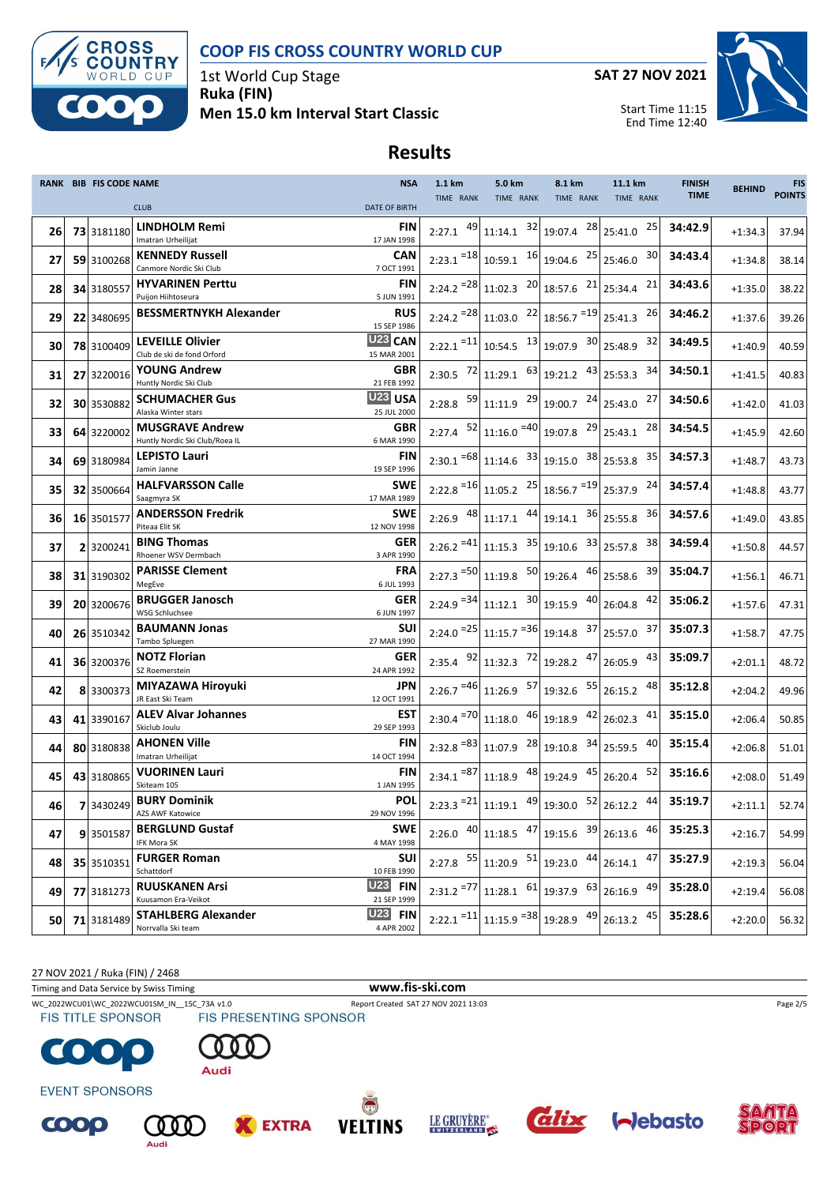# COOP FIS CROSS COUNTRY WORLD CUP

1st World Cup Stage
**Ruka (FIN)**
**Men 15.0 km Interval Start Classic**

**SAT 27 NOV 2021**

Start Time 11:15
End Time 12:40

## Results

| RANK | BIB | FIS CODE | NAME / CLUB | NSA / DATE OF BIRTH | 1.1 km TIME | RANK | 5.0 km TIME | RANK | 8.1 km TIME | RANK | 11.1 km TIME | RANK | FINISH TIME | BEHIND | FIS POINTS |
|---|---|---|---|---|---|---|---|---|---|---|---|---|---|---|---|
| 26 | 73 | 3181180 | **LINDHOLM Remi** Imatran Urheilijat | FIN 17 JAN 1998 | 2:27.1 | 49 | 11:14.1 | 32 | 19:07.4 | 28 | 25:41.0 | 25 | 34:42.9 | +1:34.3 | 37.94 |
| 27 | 59 | 3100268 | **KENNEDY Russell** Canmore Nordic Ski Club | CAN 7 OCT 1991 | 2:23.1 | =18 | 10:59.1 | 16 | 19:04.6 | 25 | 25:46.0 | 30 | 34:43.4 | +1:34.8 | 38.14 |
| 28 | 34 | 3180557 | **HYVARINEN Perttu** Puijon Hiihtoseura | FIN 5 JUN 1991 | 2:24.2 | =28 | 11:02.3 | 20 | 18:57.6 | 21 | 25:34.4 | 21 | 34:43.6 | +1:35.0 | 38.22 |
| 29 | 22 | 3480695 | **BESSMERTNYKH Alexander** | RUS 15 SEP 1986 | 2:24.2 | =28 | 11:03.0 | 22 | 18:56.7 | =19 | 25:41.3 | 26 | 34:46.2 | +1:37.6 | 39.26 |
| 30 | 78 | 3100409 | **LEVEILLE Olivier** Club de ski de fond Orford | U23 CAN 15 MAR 2001 | 2:22.1 | =11 | 10:54.5 | 13 | 19:07.9 | 30 | 25:48.9 | 32 | 34:49.5 | +1:40.9 | 40.59 |
| 31 | 27 | 3220016 | **YOUNG Andrew** Huntly Nordic Ski Club | GBR 21 FEB 1992 | 2:30.5 | 72 | 11:29.1 | 63 | 19:21.2 | 43 | 25:53.3 | 34 | 34:50.1 | +1:41.5 | 40.83 |
| 32 | 30 | 3530882 | **SCHUMACHER Gus** Alaska Winter stars | U23 USA 25 JUL 2000 | 2:28.8 | 59 | 11:11.9 | 29 | 19:00.7 | 24 | 25:43.0 | 27 | 34:50.6 | +1:42.0 | 41.03 |
| 33 | 64 | 3220002 | **MUSGRAVE Andrew** Huntly Nordic Ski Club/Roea IL | GBR 6 MAR 1990 | 2:27.4 | 52 | 11:16.0 | =40 | 19:07.8 | 29 | 25:43.1 | 28 | 34:54.5 | +1:45.9 | 42.60 |
| 34 | 69 | 3180984 | **LEPISTO Lauri** Jamin Janne | FIN 19 SEP 1996 | 2:30.1 | =68 | 11:14.6 | 33 | 19:15.0 | 38 | 25:53.8 | 35 | 34:57.3 | +1:48.7 | 43.73 |
| 35 | 32 | 3500664 | **HALFVARSSON Calle** Saagmyra SK | SWE 17 MAR 1989 | 2:22.8 | =16 | 11:05.2 | 25 | 18:56.7 | =19 | 25:37.9 | 24 | 34:57.4 | +1:48.8 | 43.77 |
| 36 | 16 | 3501577 | **ANDERSSON Fredrik** Piteaa Elit SK | SWE 12 NOV 1998 | 2:26.9 | 48 | 11:17.1 | 44 | 19:14.1 | 36 | 25:55.8 | 36 | 34:57.6 | +1:49.0 | 43.85 |
| 37 | 2 | 3200241 | **BING Thomas** Rhoener WSV Dermbach | GER 3 APR 1990 | 2:26.2 | =41 | 11:15.3 | 35 | 19:10.6 | 33 | 25:57.8 | 38 | 34:59.4 | +1:50.8 | 44.57 |
| 38 | 31 | 3190302 | **PARISSE Clement** MegEve | FRA 6 JUL 1993 | 2:27.3 | =50 | 11:19.8 | 50 | 19:26.4 | 46 | 25:58.6 | 39 | 35:04.7 | +1:56.1 | 46.71 |
| 39 | 20 | 3200676 | **BRUGGER Janosch** WSG Schluchsee | GER 6 JUN 1997 | 2:24.9 | =34 | 11:12.1 | 30 | 19:15.9 | 40 | 26:04.8 | 42 | 35:06.2 | +1:57.6 | 47.31 |
| 40 | 26 | 3510342 | **BAUMANN Jonas** Tambo Spluegen | SUI 27 MAR 1990 | 2:24.0 | =25 | 11:15.7 | =36 | 19:14.8 | 37 | 25:57.0 | 37 | 35:07.3 | +1:58.7 | 47.75 |
| 41 | 36 | 3200376 | **NOTZ Florian** SZ Roemerstein | GER 24 APR 1992 | 2:35.4 | 92 | 11:32.3 | 72 | 19:28.2 | 47 | 26:05.9 | 43 | 35:09.7 | +2:01.1 | 48.72 |
| 42 | 8 | 3300373 | **MIYAZAWA Hiroyuki** JR East Ski Team | JPN 12 OCT 1991 | 2:26.7 | =46 | 11:26.9 | 57 | 19:32.6 | 55 | 26:15.2 | 48 | 35:12.8 | +2:04.2 | 49.96 |
| 43 | 41 | 3390167 | **ALEV Alvar Johannes** Skiclub Joulu | EST 29 SEP 1993 | 2:30.4 | =70 | 11:18.0 | 46 | 19:18.9 | 42 | 26:02.3 | 41 | 35:15.0 | +2:06.4 | 50.85 |
| 44 | 80 | 3180838 | **AHONEN Ville** Imatran Urheilijat | FIN 14 OCT 1994 | 2:32.8 | =83 | 11:07.9 | 28 | 19:10.8 | 34 | 25:59.5 | 40 | 35:15.4 | +2:06.8 | 51.01 |
| 45 | 43 | 3180865 | **VUORINEN Lauri** Skiteam 105 | FIN 1 JAN 1995 | 2:34.1 | =87 | 11:18.9 | 48 | 19:24.9 | 45 | 26:20.4 | 52 | 35:16.6 | +2:08.0 | 51.49 |
| 46 | 7 | 3430249 | **BURY Dominik** AZS AWF Katowice | POL 29 NOV 1996 | 2:23.3 | =21 | 11:19.1 | 49 | 19:30.0 | 52 | 26:12.2 | 44 | 35:19.7 | +2:11.1 | 52.74 |
| 47 | 9 | 3501587 | **BERGLUND Gustaf** IFK Mora SK | SWE 4 MAY 1998 | 2:26.0 | 40 | 11:18.5 | 47 | 19:15.6 | 39 | 26:13.6 | 46 | 35:25.3 | +2:16.7 | 54.99 |
| 48 | 35 | 3510351 | **FURGER Roman** Schattdorf | SUI 10 FEB 1990 | 2:27.8 | 55 | 11:20.9 | 51 | 19:23.0 | 44 | 26:14.1 | 47 | 35:27.9 | +2:19.3 | 56.04 |
| 49 | 77 | 3181273 | **RUUSKANEN Arsi** Kuusamon Era-Veikot | U23 FIN 21 SEP 1999 | 2:31.2 | =77 | 11:28.1 | 61 | 19:37.9 | 63 | 26:16.9 | 49 | 35:28.0 | +2:19.4 | 56.08 |
| 50 | 71 | 3181489 | **STAHLBERG Alexander** Norrvalla Ski team | U23 FIN 4 APR 2002 | 2:22.1 | =11 | 11:15.9 | =38 | 19:28.9 | 49 | 26:13.2 | 45 | 35:28.6 | +2:20.0 | 56.32 |

27 NOV 2021 / Ruka (FIN) / 2468

Timing and Data Service by Swiss Timing — www.fis-ski.com

WC_2022WCU01\WC_2022WCU01SM_IN__15C_73A v1.0 — Report Created SAT 27 NOV 2021 13:03

FIS TITLE SPONSOR: COOP — FIS PRESENTING SPONSOR: Audi

EVENT SPONSORS: COOP, Audi, EXTRA, VELTINS, LE GRUYÈRE, Calix, Webasto, SANTA SPORT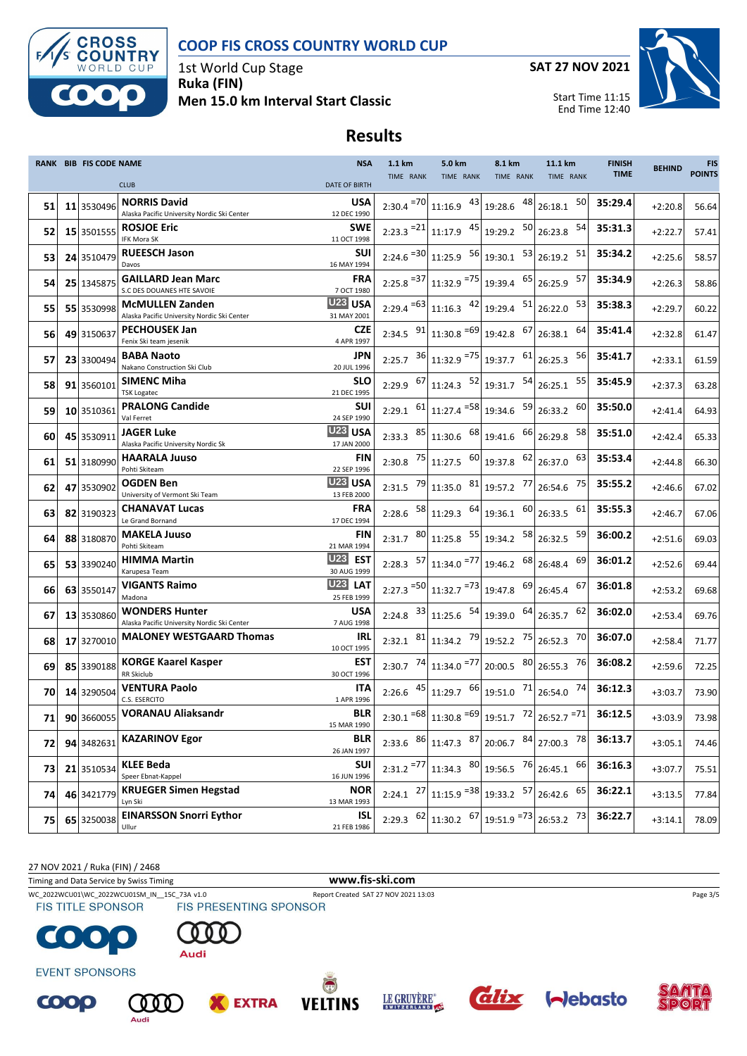# COOP FIS CROSS COUNTRY WORLD CUP

1st World Cup Stage
**Ruka (FIN)**
**Men 15.0 km Interval Start Classic**

**SAT 27 NOV 2021**

Start Time 11:15
End Time 12:40

## Results

| RANK | BIB | FIS CODE | NAME / CLUB | NSA / DATE OF BIRTH | 1.1 km TIME | RANK | 5.0 km TIME | RANK | 8.1 km TIME | RANK | 11.1 km TIME | RANK | FINISH TIME | BEHIND | FIS POINTS |
|---|---|---|---|---|---|---|---|---|---|---|---|---|---|---|---|
| 51 | 11 | 3530496 | **NORRIS David** Alaska Pacific University Nordic Ski Center | USA 12 DEC 1990 | 2:30.4 | =70 | 11:16.9 | 43 | 19:28.6 | 48 | 26:18.1 | 50 | 35:29.4 | +2:20.8 | 56.64 |
| 52 | 15 | 3501555 | **ROSJOE Eric** IFK Mora SK | SWE 11 OCT 1998 | 2:23.3 | =21 | 11:17.9 | 45 | 19:29.2 | 50 | 26:23.8 | 54 | 35:31.3 | +2:22.7 | 57.41 |
| 53 | 24 | 3510479 | **RUEESCH Jason** Davos | SUI 16 MAY 1994 | 2:24.6 | =30 | 11:25.9 | 56 | 19:30.1 | 53 | 26:19.2 | 51 | 35:34.2 | +2:25.6 | 58.57 |
| 54 | 25 | 1345875 | **GAILLARD Jean Marc** S.C DES DOUANES HTE SAVOIE | FRA 7 OCT 1980 | 2:25.8 | =37 | 11:32.9 | =75 | 19:39.4 | 65 | 26:25.9 | 57 | 35:34.9 | +2:26.3 | 58.86 |
| 55 | 55 | 3530998 | **McMULLEN Zanden** Alaska Pacific University Nordic Ski Center | U23 USA 31 MAY 2001 | 2:29.4 | =63 | 11:16.3 | 42 | 19:29.4 | 51 | 26:22.0 | 53 | 35:38.3 | +2:29.7 | 60.22 |
| 56 | 49 | 3150637 | **PECHOUSEK Jan** Fenix Ski team jesenik | CZE 4 APR 1997 | 2:34.5 | 91 | 11:30.8 | =69 | 19:42.8 | 67 | 26:38.1 | 64 | 35:41.4 | +2:32.8 | 61.47 |
| 57 | 23 | 3300494 | **BABA Naoto** Nakano Construction Ski Club | JPN 20 JUL 1996 | 2:25.7 | 36 | 11:32.9 | =75 | 19:37.7 | 61 | 26:25.3 | 56 | 35:41.7 | +2:33.1 | 61.59 |
| 58 | 91 | 3560101 | **SIMENC Miha** TSK Logatec | SLO 21 DEC 1995 | 2:29.9 | 67 | 11:24.3 | 52 | 19:31.7 | 54 | 26:25.1 | 55 | 35:45.9 | +2:37.3 | 63.28 |
| 59 | 10 | 3510361 | **PRALONG Candide** Val Ferret | SUI 24 SEP 1990 | 2:29.1 | 61 | 11:27.4 | =58 | 19:34.6 | 59 | 26:33.2 | 60 | 35:50.0 | +2:41.4 | 64.93 |
| 60 | 45 | 3530911 | **JAGER Luke** Alaska Pacific University Nordic Sk | U23 USA 17 JAN 2000 | 2:33.3 | 85 | 11:30.6 | 68 | 19:41.6 | 66 | 26:29.8 | 58 | 35:51.0 | +2:42.4 | 65.33 |
| 61 | 51 | 3180990 | **HAARALA Juuso** Pohti Skiteam | FIN 22 SEP 1996 | 2:30.8 | 75 | 11:27.5 | 60 | 19:37.8 | 62 | 26:37.0 | 63 | 35:53.4 | +2:44.8 | 66.30 |
| 62 | 47 | 3530902 | **OGDEN Ben** University of Vermont Ski Team | U23 USA 13 FEB 2000 | 2:31.5 | 79 | 11:35.0 | 81 | 19:57.2 | 77 | 26:54.6 | 75 | 35:55.2 | +2:46.6 | 67.02 |
| 63 | 82 | 3190323 | **CHANAVAT Lucas** Le Grand Bornand | FRA 17 DEC 1994 | 2:28.6 | 58 | 11:29.3 | 64 | 19:36.1 | 60 | 26:33.5 | 61 | 35:55.3 | +2:46.7 | 67.06 |
| 64 | 88 | 3180870 | **MAKELA Juuso** Pohti Skiteam | FIN 21 MAR 1994 | 2:31.7 | 80 | 11:25.8 | 55 | 19:34.2 | 58 | 26:32.5 | 59 | 36:00.2 | +2:51.6 | 69.03 |
| 65 | 53 | 3390240 | **HIMMA Martin** Karupesa Team | U23 EST 30 AUG 1999 | 2:28.3 | 57 | 11:34.0 | =77 | 19:46.2 | 68 | 26:48.4 | 69 | 36:01.2 | +2:52.6 | 69.44 |
| 66 | 63 | 3550147 | **VIGANTS Raimo** Madona | U23 LAT 25 FEB 1999 | 2:27.3 | =50 | 11:32.7 | =73 | 19:47.8 | 69 | 26:45.4 | 67 | 36:01.8 | +2:53.2 | 69.68 |
| 67 | 13 | 3530860 | **WONDERS Hunter** Alaska Pacific University Nordic Ski Center | USA 7 AUG 1998 | 2:24.8 | 33 | 11:25.6 | 54 | 19:39.0 | 64 | 26:35.7 | 62 | 36:02.0 | +2:53.4 | 69.76 |
| 68 | 17 | 3270010 | **MALONEY WESTGAARD Thomas** | IRL 10 OCT 1995 | 2:32.1 | 81 | 11:34.2 | 79 | 19:52.2 | 75 | 26:52.3 | 70 | 36:07.0 | +2:58.4 | 71.77 |
| 69 | 85 | 3390188 | **KORGE Kaarel Kasper** RR Skiclub | EST 30 OCT 1996 | 2:30.7 | 74 | 11:34.0 | =77 | 20:00.5 | 80 | 26:55.3 | 76 | 36:08.2 | +2:59.6 | 72.25 |
| 70 | 14 | 3290504 | **VENTURA Paolo** C.S. ESERCITO | ITA 1 APR 1996 | 2:26.6 | 45 | 11:29.7 | 66 | 19:51.0 | 71 | 26:54.0 | 74 | 36:12.3 | +3:03.7 | 73.90 |
| 71 | 90 | 3660055 | **VORANAU Aliaksandr** | BLR 15 MAR 1990 | 2:30.1 | =68 | 11:30.8 | =69 | 19:51.7 | 72 | 26:52.7 | =71 | 36:12.5 | +3:03.9 | 73.98 |
| 72 | 94 | 3482631 | **KAZARINOV Egor** | BLR 26 JAN 1997 | 2:33.6 | 86 | 11:47.3 | 87 | 20:06.7 | 84 | 27:00.3 | 78 | 36:13.7 | +3:05.1 | 74.46 |
| 73 | 21 | 3510534 | **KLEE Beda** Speer Ebnat-Kappel | SUI 16 JUN 1996 | 2:31.2 | =77 | 11:34.3 | 80 | 19:56.5 | 76 | 26:45.1 | 66 | 36:16.3 | +3:07.7 | 75.51 |
| 74 | 46 | 3421779 | **KRUEGER Simen Hegstad** Lyn Ski | NOR 13 MAR 1993 | 2:24.1 | 27 | 11:15.9 | =38 | 19:33.2 | 57 | 26:42.6 | 65 | 36:22.1 | +3:13.5 | 77.84 |
| 75 | 65 | 3250038 | **EINARSSON Snorri Eythor** Ullur | ISL 21 FEB 1986 | 2:29.3 | 62 | 11:30.2 | 67 | 19:51.9 | =73 | 26:53.2 | 73 | 36:22.7 | +3:14.1 | 78.09 |

27 NOV 2021 / Ruka (FIN) / 2468

Timing and Data Service by Swiss Timing — www.fis-ski.com

WC_2022WCU01\WC_2022WCU01SM_IN__15C_73A v1.0 — Report Created SAT 27 NOV 2021 13:03

FIS TITLE SPONSOR — FIS PRESENTING SPONSOR

EVENT SPONSORS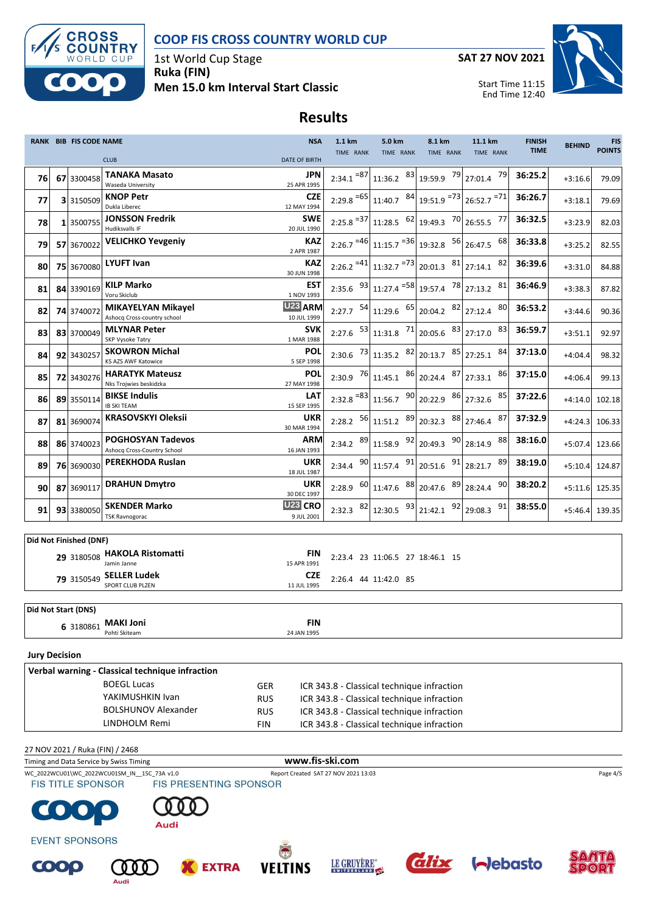# COOP FIS CROSS COUNTRY WORLD CUP

1st World Cup Stage
**Ruka (FIN)**
**Men 15.0 km Interval Start Classic**

**SAT 27 NOV 2021**

Start Time 11:15
End Time 12:40

## Results

| RANK | BIB | FIS CODE | NAME / CLUB | NSA / DATE OF BIRTH | 1.1 km TIME | RANK | 5.0 km TIME | RANK | 8.1 km TIME | RANK | 11.1 km TIME | RANK | FINISH TIME | BEHIND | FIS POINTS |
|---|---|---|---|---|---|---|---|---|---|---|---|---|---|---|---|
| 76 | 67 | 3300458 | **TANAKA Masato** Waseda University | **JPN** 25 APR 1995 | 2:34.1 | =87 | 11:36.2 | 83 | 19:59.9 | 79 | 27:01.4 | 79 | **36:25.2** | +3:16.6 | 79.09 |
| 77 | 3 | 3150509 | **KNOP Petr** Dukla Liberec | **CZE** 12 MAY 1994 | 2:29.8 | =65 | 11:40.7 | 84 | 19:51.9 | =73 | 26:52.7 | =71 | **36:26.7** | +3:18.1 | 79.69 |
| 78 | 1 | 3500755 | **JONSSON Fredrik** Hudiksvalls IF | **SWE** 20 JUL 1990 | 2:25.8 | =37 | 11:28.5 | 62 | 19:49.3 | 70 | 26:55.5 | 77 | **36:32.5** | +3:23.9 | 82.03 |
| 79 | 57 | 3670022 | **VELICHKO Yevgeniy** | **KAZ** 2 APR 1987 | 2:26.7 | =46 | 11:15.7 | =36 | 19:32.8 | 56 | 26:47.5 | 68 | **36:33.8** | +3:25.2 | 82.55 |
| 80 | 75 | 3670080 | **LYUFT Ivan** | **KAZ** 30 JUN 1998 | 2:26.2 | =41 | 11:32.7 | =73 | 20:01.3 | 81 | 27:14.1 | 82 | **36:39.6** | +3:31.0 | 84.88 |
| 81 | 84 | 3390169 | **KILP Marko** Voru Skiclub | **EST** 1 NOV 1993 | 2:35.6 | 93 | 11:27.4 | =58 | 19:57.4 | 78 | 27:13.2 | 81 | **36:46.9** | +3:38.3 | 87.82 |
| 82 | 74 | 3740072 | **MIKAYELYAN Mikayel** Ashocq Cross-country school | U23 **ARM** 10 JUL 1999 | 2:27.7 | 54 | 11:29.6 | 65 | 20:04.2 | 82 | 27:12.4 | 80 | **36:53.2** | +3:44.6 | 90.36 |
| 83 | 83 | 3700049 | **MLYNAR Peter** SKP Vysoke Tatry | **SVK** 1 MAR 1988 | 2:27.6 | 53 | 11:31.8 | 71 | 20:05.6 | 83 | 27:17.0 | 83 | **36:59.7** | +3:51.1 | 92.97 |
| 84 | 92 | 3430257 | **SKOWRON Michal** KS AZS AWF Katowice | **POL** 5 SEP 1998 | 2:30.6 | 73 | 11:35.2 | 82 | 20:13.7 | 85 | 27:25.1 | 84 | **37:13.0** | +4:04.4 | 98.32 |
| 85 | 72 | 3430276 | **HARATYK Mateusz** Nks Trojwies beskidzka | **POL** 27 MAY 1998 | 2:30.9 | 76 | 11:45.1 | 86 | 20:24.4 | 87 | 27:33.1 | 86 | **37:15.0** | +4:06.4 | 99.13 |
| 86 | 89 | 3550114 | **BIKSE Indulis** IB SKI TEAM | **LAT** 15 SEP 1995 | 2:32.8 | =83 | 11:56.7 | 90 | 20:22.9 | 86 | 27:32.6 | 85 | **37:22.6** | +4:14.0 | 102.18 |
| 87 | 81 | 3690074 | **KRASOVSKYI Oleksii** | **UKR** 30 MAR 1994 | 2:28.2 | 56 | 11:51.2 | 89 | 20:32.3 | 88 | 27:46.4 | 87 | **37:32.9** | +4:24.3 | 106.33 |
| 88 | 86 | 3740023 | **POGHOSYAN Tadevos** Ashocq Cross-Country School | **ARM** 16 JAN 1993 | 2:34.2 | 89 | 11:58.9 | 92 | 20:49.3 | 90 | 28:14.9 | 88 | **38:16.0** | +5:07.4 | 123.66 |
| 89 | 76 | 3690030 | **PEREKHODA Ruslan** | **UKR** 18 JUL 1987 | 2:34.4 | 90 | 11:57.4 | 91 | 20:51.6 | 91 | 28:21.7 | 89 | **38:19.0** | +5:10.4 | 124.87 |
| 90 | 87 | 3690117 | **DRAHUN Dmytro** | **UKR** 30 DEC 1997 | 2:28.9 | 60 | 11:47.6 | 88 | 20:47.6 | 89 | 28:24.4 | 90 | **38:20.2** | +5:11.6 | 125.35 |
| 91 | 93 | 3380050 | **SKENDER Marko** TSK Ravnogorac | U23 **CRO** 9 JUL 2001 | 2:32.3 | 82 | 12:30.5 | 93 | 21:42.1 | 92 | 29:08.3 | 91 | **38:55.0** | +5:46.4 | 139.35 |

### Did Not Finished (DNF)

| BIB | FIS CODE | NAME / CLUB | NSA / DATE OF BIRTH | 1.1 km TIME | RANK | 5.0 km TIME | RANK | 8.1 km TIME | RANK |
|---|---|---|---|---|---|---|---|---|---|
| 29 | 3180508 | **HAKOLA Ristomatti** Jamin Janne | **FIN** 15 APR 1991 | 2:23.4 | 23 | 11:06.5 | 27 | 18:46.1 | 15 |
| 79 | 3150549 | **SELLER Ludek** SPORT CLUB PLZEN | **CZE** 11 JUL 1995 | 2:26.4 | 44 | 11:42.0 | 85 | | |

### Did Not Start (DNS)

| BIB | FIS CODE | NAME / CLUB | NSA / DATE OF BIRTH |
|---|---|---|---|
| 6 | 3180861 | **MAKI Joni** Pohti Skiteam | **FIN** 24 JAN 1995 |

### Jury Decision

**Verbal warning - Classical technique infraction**

| Name | NSA | Reason |
|---|---|---|
| BOEGL Lucas | GER | ICR 343.8 - Classical technique infraction |
| YAKIMUSHKIN Ivan | RUS | ICR 343.8 - Classical technique infraction |
| BOLSHUNOV Alexander | RUS | ICR 343.8 - Classical technique infraction |
| LINDHOLM Remi | FIN | ICR 343.8 - Classical technique infraction |

27 NOV 2021 / Ruka (FIN) / 2468

Timing and Data Service by Swiss Timing

www.fis-ski.com

WC_2022WCU01\WC_2022WCU01SM_IN__15C_73A v1.0 Report Created SAT 27 NOV 2021 13:03

FIS TITLE SPONSOR FIS PRESENTING SPONSOR

EVENT SPONSORS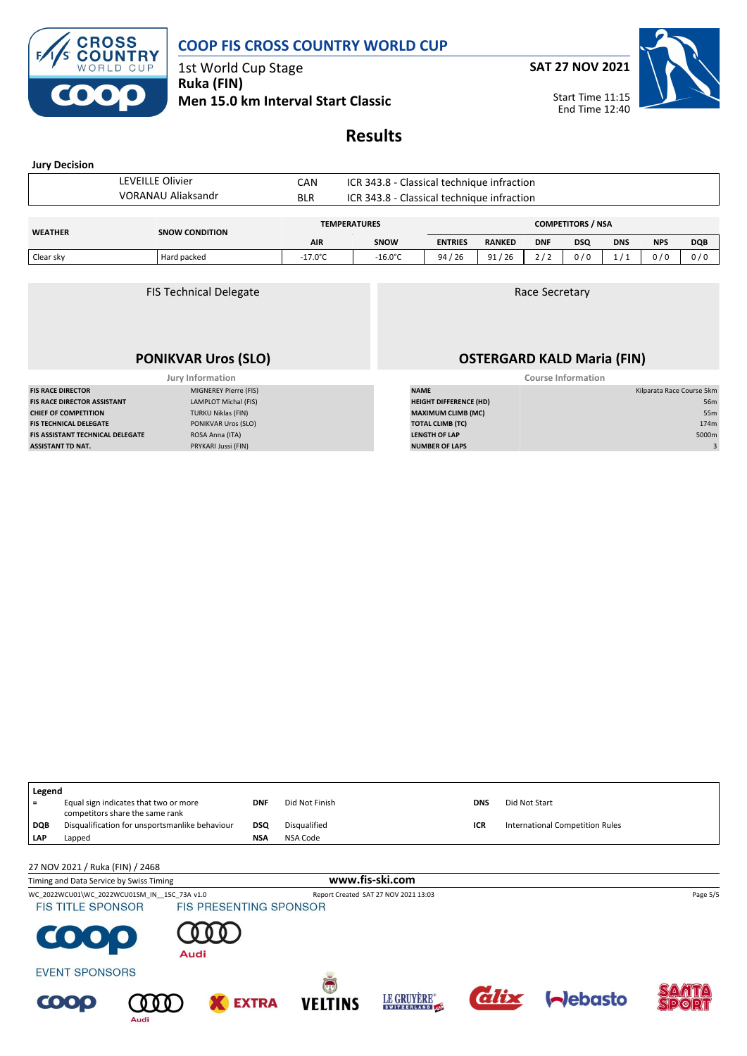# COOP FIS CROSS COUNTRY WORLD CUP

1st World Cup Stage
**Ruka (FIN)**
**Men 15.0 km Interval Start Classic**

**SAT 27 NOV 2021**

Start Time 11:15
End Time 12:40

## Results

**Jury Decision**

| | | |
|---|---|---|
| LEVEILLE Olivier | CAN | ICR 343.8 - Classical technique infraction |
| VORANAU Aliaksandr | BLR | ICR 343.8 - Classical technique infraction |

| WEATHER | SNOW CONDITION | TEMPERATURES | | COMPETITORS / NSA | | | | | | |
|---|---|---|---|---|---|---|---|---|---|---|
| | | AIR | SNOW | ENTRIES | RANKED | DNF | DSQ | DNS | NPS | DQB |
| Clear sky | Hard packed | -17.0°C | -16.0°C | 94 / 26 | 91 / 26 | 2 / 2 | 0 / 0 | 1 / 1 | 0 / 0 | 0 / 0 |

FIS Technical Delegate

**PONIKVAR Uros (SLO)**

Race Secretary

**OSTERGARD KALD Maria (FIN)**

**Jury Information**

| | |
|---|---|
| FIS RACE DIRECTOR | MIGNEREY Pierre (FIS) |
| FIS RACE DIRECTOR ASSISTANT | LAMPLOT Michal (FIS) |
| CHIEF OF COMPETITION | TURKU Niklas (FIN) |
| FIS TECHNICAL DELEGATE | PONIKVAR Uros (SLO) |
| FIS ASSISTANT TECHNICAL DELEGATE | ROSA Anna (ITA) |
| ASSISTANT TD NAT. | PRYKARI Jussi (FIN) |

**Course Information**

| | |
|---|---|
| NAME | Kilparata Race Course 5km |
| HEIGHT DIFFERENCE (HD) | 56m |
| MAXIMUM CLIMB (MC) | 55m |
| TOTAL CLIMB (TC) | 174m |
| LENGTH OF LAP | 5000m |
| NUMBER OF LAPS | 3 |

**Legend**

| | | | | | |
|---|---|---|---|---|---|
| = | Equal sign indicates that two or more competitors share the same rank | DNF | Did Not Finish | DNS | Did Not Start |
| DQB | Disqualification for unsportsmanlike behaviour | DSQ | Disqualified | ICR | International Competition Rules |
| LAP | Lapped | NSA | NSA Code | | |

27 NOV 2021 / Ruka (FIN) / 2468

Timing and Data Service by Swiss Timing

www.fis-ski.com

WC_2022WCU01\WC_2022WCU01SM_IN__15C_73A v1.0

Report Created SAT 27 NOV 2021 13:03

FIS TITLE SPONSOR

FIS PRESENTING SPONSOR

EVENT SPONSORS